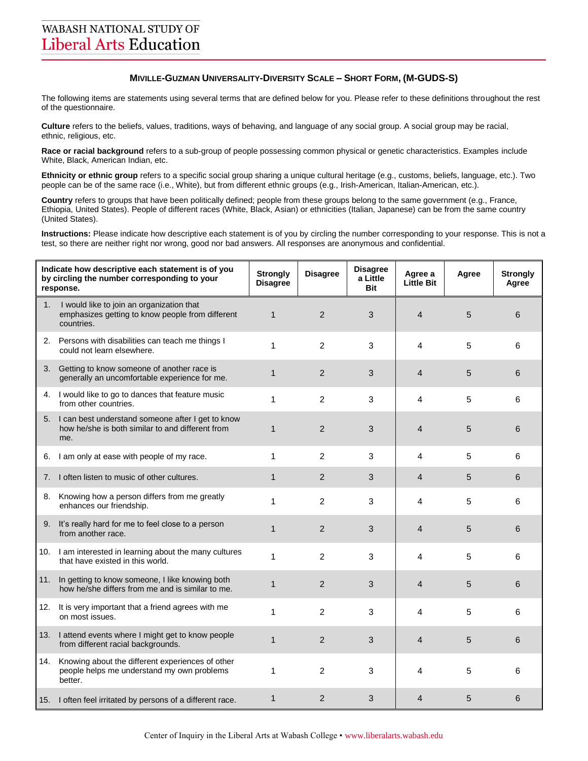WABASH NATIONAL STUDY OF
Liberal Arts Education

## MIVILLE-GUZMAN UNIVERSALITY-DIVERSITY SCALE – SHORT FORM, (M-GUDS-S)

The following items are statements using several terms that are defined below for you. Please refer to these definitions throughout the rest of the questionnaire.

**Culture** refers to the beliefs, values, traditions, ways of behaving, and language of any social group. A social group may be racial, ethnic, religious, etc.

**Race or racial background** refers to a sub-group of people possessing common physical or genetic characteristics. Examples include White, Black, American Indian, etc.

**Ethnicity or ethnic group** refers to a specific social group sharing a unique cultural heritage (e.g., customs, beliefs, language, etc.). Two people can be of the same race (i.e., White), but from different ethnic groups (e.g., Irish-American, Italian-American, etc.).

**Country** refers to groups that have been politically defined; people from these groups belong to the same government (e.g., France, Ethiopia, United States). People of different races (White, Black, Asian) or ethnicities (Italian, Japanese) can be from the same country (United States).

**Instructions:** Please indicate how descriptive each statement is of you by circling the number corresponding to your response. This is not a test, so there are neither right nor wrong, good nor bad answers. All responses are anonymous and confidential.

| Indicate how descriptive each statement is of you by circling the number corresponding to your response. | Strongly Disagree | Disagree | Disagree a Little Bit | Agree a Little Bit | Agree | Strongly Agree |
|---|---|---|---|---|---|---|
| 1. I would like to join an organization that emphasizes getting to know people from different countries. | 1 | 2 | 3 | 4 | 5 | 6 |
| 2. Persons with disabilities can teach me things I could not learn elsewhere. | 1 | 2 | 3 | 4 | 5 | 6 |
| 3. Getting to know someone of another race is generally an uncomfortable experience for me. | 1 | 2 | 3 | 4 | 5 | 6 |
| 4. I would like to go to dances that feature music from other countries. | 1 | 2 | 3 | 4 | 5 | 6 |
| 5. I can best understand someone after I get to know how he/she is both similar to and different from me. | 1 | 2 | 3 | 4 | 5 | 6 |
| 6. I am only at ease with people of my race. | 1 | 2 | 3 | 4 | 5 | 6 |
| 7. I often listen to music of other cultures. | 1 | 2 | 3 | 4 | 5 | 6 |
| 8. Knowing how a person differs from me greatly enhances our friendship. | 1 | 2 | 3 | 4 | 5 | 6 |
| 9. It's really hard for me to feel close to a person from another race. | 1 | 2 | 3 | 4 | 5 | 6 |
| 10. I am interested in learning about the many cultures that have existed in this world. | 1 | 2 | 3 | 4 | 5 | 6 |
| 11. In getting to know someone, I like knowing both how he/she differs from me and is similar to me. | 1 | 2 | 3 | 4 | 5 | 6 |
| 12. It is very important that a friend agrees with me on most issues. | 1 | 2 | 3 | 4 | 5 | 6 |
| 13. I attend events where I might get to know people from different racial backgrounds. | 1 | 2 | 3 | 4 | 5 | 6 |
| 14. Knowing about the different experiences of other people helps me understand my own problems better. | 1 | 2 | 3 | 4 | 5 | 6 |
| 15. I often feel irritated by persons of a different race. | 1 | 2 | 3 | 4 | 5 | 6 |

Center of Inquiry in the Liberal Arts at Wabash College • www.liberalarts.wabash.edu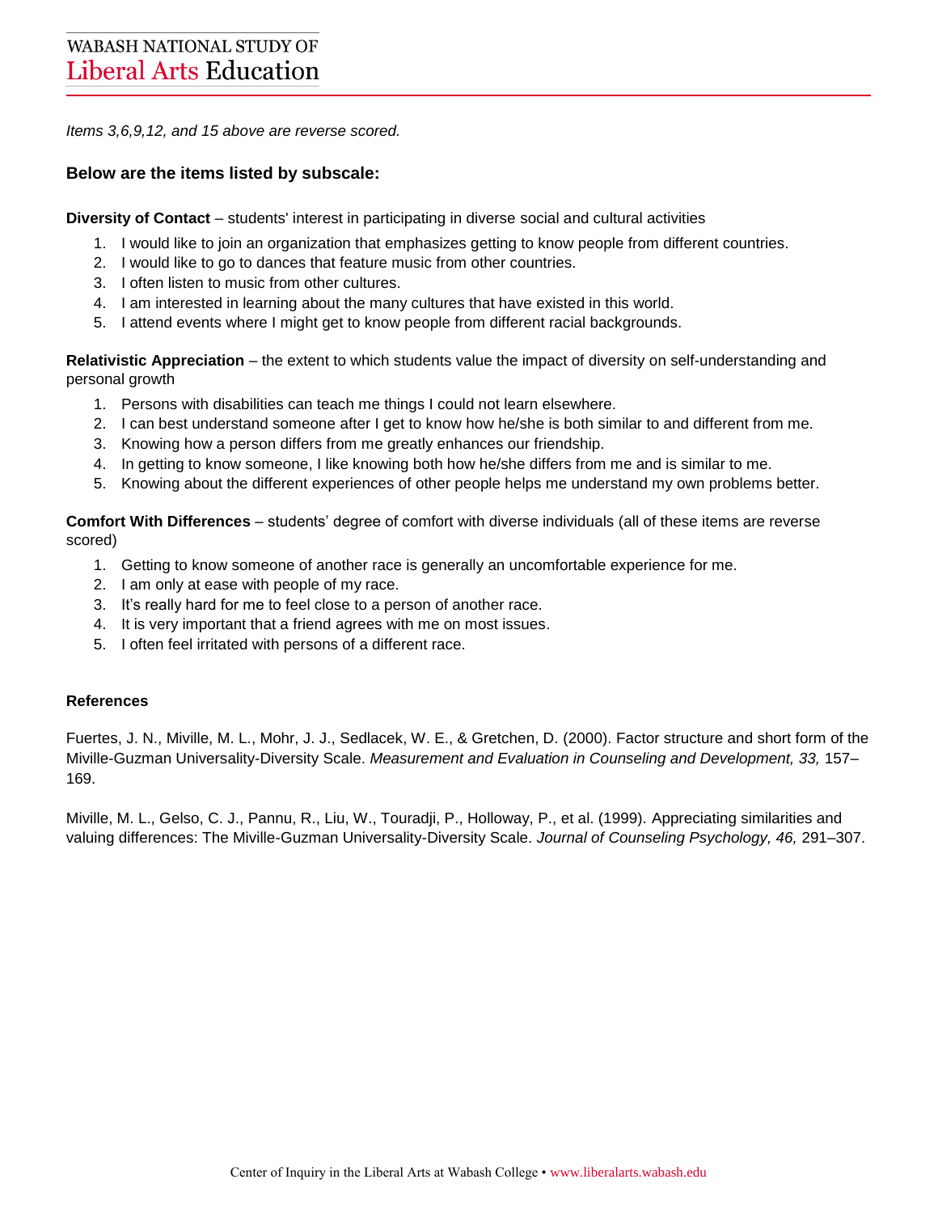*Items 3,6,9,12, and 15 above are reverse scored.*

### Below are the items listed by subscale:

**Diversity of Contact** – students' interest in participating in diverse social and cultural activities

1. I would like to join an organization that emphasizes getting to know people from different countries.
2. I would like to go to dances that feature music from other countries.
3. I often listen to music from other cultures.
4. I am interested in learning about the many cultures that have existed in this world.
5. I attend events where I might get to know people from different racial backgrounds.

**Relativistic Appreciation** – the extent to which students value the impact of diversity on self-understanding and personal growth

1. Persons with disabilities can teach me things I could not learn elsewhere.
2. I can best understand someone after I get to know how he/she is both similar to and different from me.
3. Knowing how a person differs from me greatly enhances our friendship.
4. In getting to know someone, I like knowing both how he/she differs from me and is similar to me.
5. Knowing about the different experiences of other people helps me understand my own problems better.

**Comfort With Differences** – students' degree of comfort with diverse individuals (all of these items are reverse scored)

1. Getting to know someone of another race is generally an uncomfortable experience for me.
2. I am only at ease with people of my race.
3. It's really hard for me to feel close to a person of another race.
4. It is very important that a friend agrees with me on most issues.
5. I often feel irritated with persons of a different race.

#### References

Fuertes, J. N., Miville, M. L., Mohr, J. J., Sedlacek, W. E., & Gretchen, D. (2000). Factor structure and short form of the Miville-Guzman Universality-Diversity Scale. *Measurement and Evaluation in Counseling and Development, 33,* 157–169.

Miville, M. L., Gelso, C. J., Pannu, R., Liu, W., Touradji, P., Holloway, P., et al. (1999). Appreciating similarities and valuing differences: The Miville-Guzman Universality-Diversity Scale. *Journal of Counseling Psychology, 46,* 291–307.